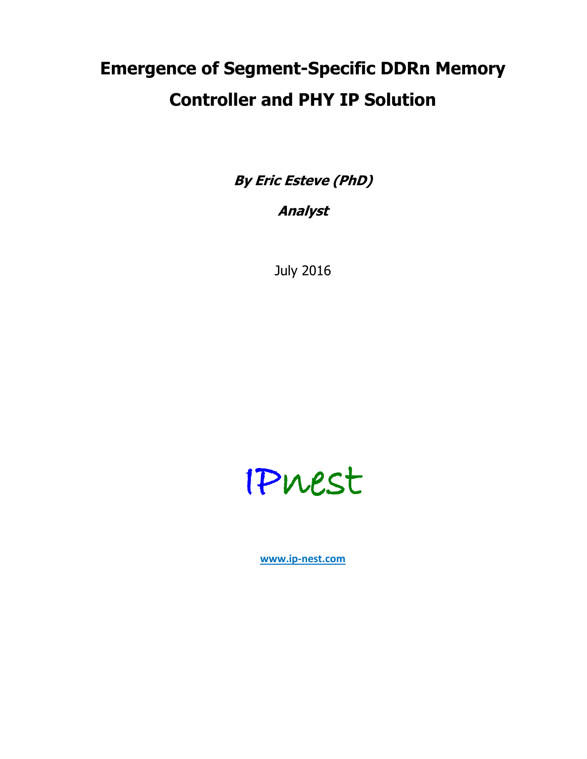# Emergence of Segment-Specific DDRn Memory Controller and PHY IP Solution

***By Eric Esteve (PhD)***

***Analyst***

July 2016

IPnest

[www.ip-nest.com](http://www.ip-nest.com)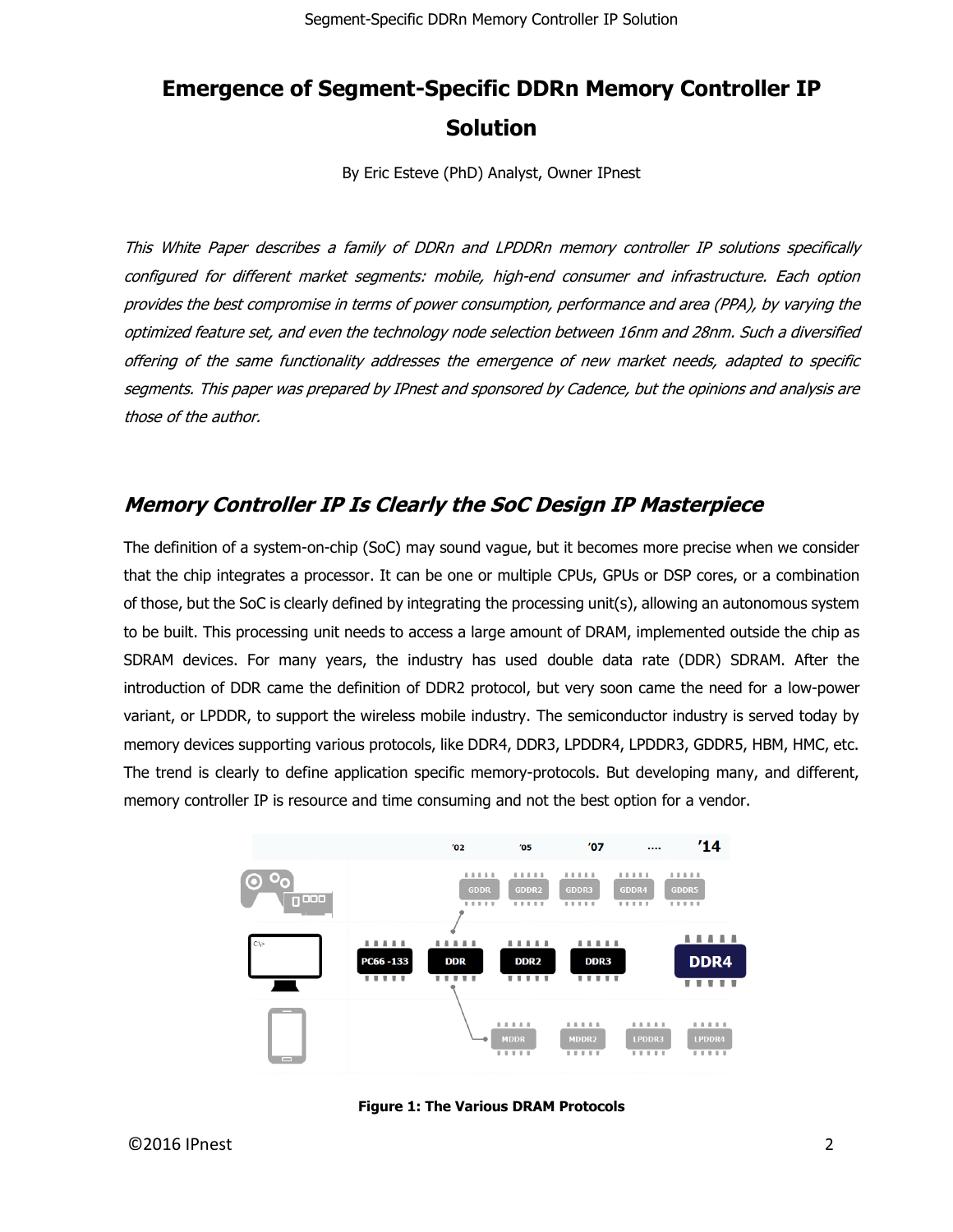# Emergence of Segment-Specific DDRn Memory Controller IP Solution

By Eric Esteve (PhD) Analyst, Owner IPnest

*This White Paper describes a family of DDRn and LPDDRn memory controller IP solutions specifically configured for different market segments: mobile, high-end consumer and infrastructure. Each option provides the best compromise in terms of power consumption, performance and area (PPA), by varying the optimized feature set, and even the technology node selection between 16nm and 28nm. Such a diversified offering of the same functionality addresses the emergence of new market needs, adapted to specific segments. This paper was prepared by IPnest and sponsored by Cadence, but the opinions and analysis are those of the author.*

## *Memory Controller IP Is Clearly the SoC Design IP Masterpiece*

The definition of a system-on-chip (SoC) may sound vague, but it becomes more precise when we consider that the chip integrates a processor. It can be one or multiple CPUs, GPUs or DSP cores, or a combination of those, but the SoC is clearly defined by integrating the processing unit(s), allowing an autonomous system to be built. This processing unit needs to access a large amount of DRAM, implemented outside the chip as SDRAM devices. For many years, the industry has used double data rate (DDR) SDRAM. After the introduction of DDR came the definition of DDR2 protocol, but very soon came the need for a low-power variant, or LPDDR, to support the wireless mobile industry. The semiconductor industry is served today by memory devices supporting various protocols, like DDR4, DDR3, LPDDR4, LPDDR3, GDDR5, HBM, HMC, etc. The trend is clearly to define application specific memory-protocols. But developing many, and different, memory controller IP is resource and time consuming and not the best option for a vendor.

**Figure 1: The Various DRAM Protocols**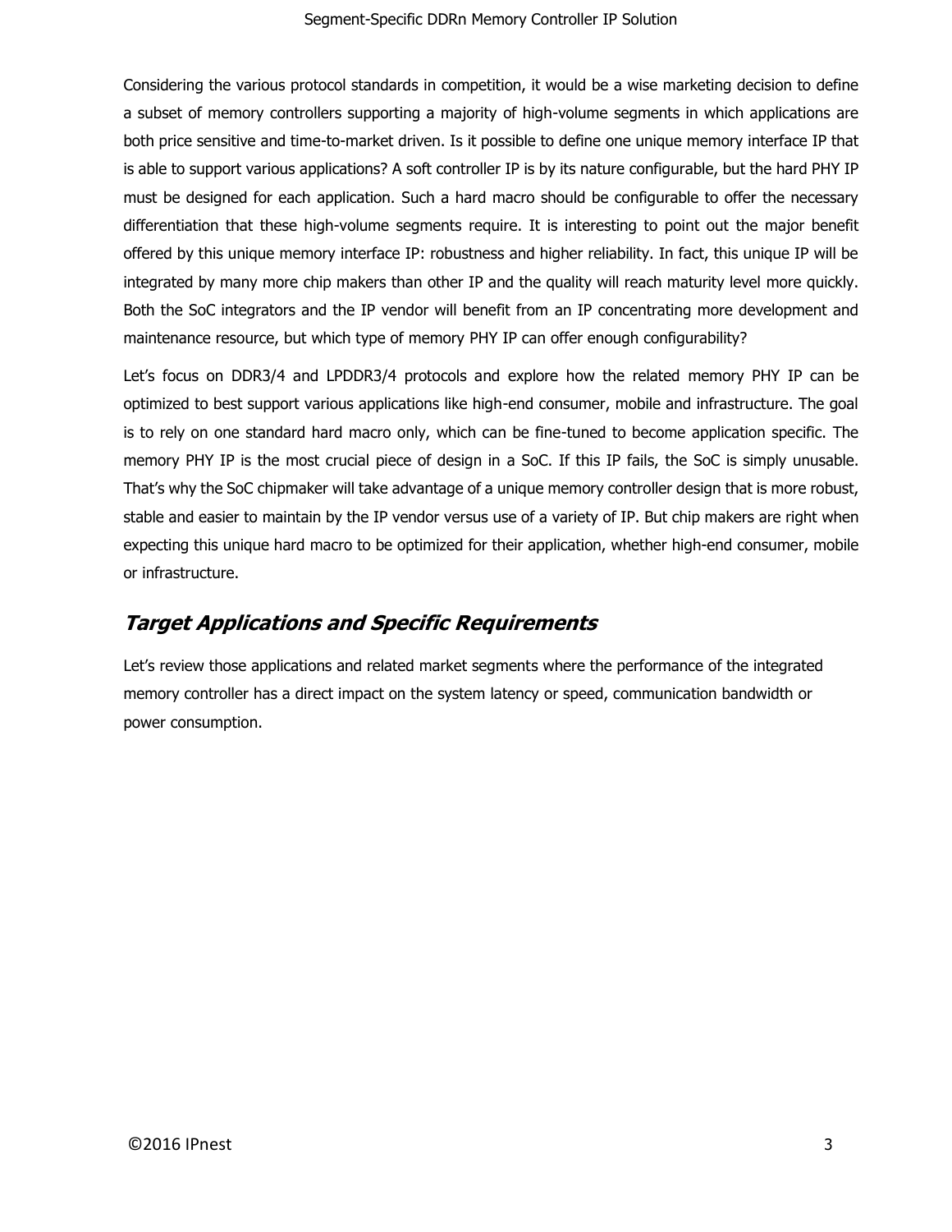Considering the various protocol standards in competition, it would be a wise marketing decision to define a subset of memory controllers supporting a majority of high-volume segments in which applications are both price sensitive and time-to-market driven. Is it possible to define one unique memory interface IP that is able to support various applications? A soft controller IP is by its nature configurable, but the hard PHY IP must be designed for each application. Such a hard macro should be configurable to offer the necessary differentiation that these high-volume segments require. It is interesting to point out the major benefit offered by this unique memory interface IP: robustness and higher reliability. In fact, this unique IP will be integrated by many more chip makers than other IP and the quality will reach maturity level more quickly. Both the SoC integrators and the IP vendor will benefit from an IP concentrating more development and maintenance resource, but which type of memory PHY IP can offer enough configurability?

Let's focus on DDR3/4 and LPDDR3/4 protocols and explore how the related memory PHY IP can be optimized to best support various applications like high-end consumer, mobile and infrastructure. The goal is to rely on one standard hard macro only, which can be fine-tuned to become application specific. The memory PHY IP is the most crucial piece of design in a SoC. If this IP fails, the SoC is simply unusable. That's why the SoC chipmaker will take advantage of a unique memory controller design that is more robust, stable and easier to maintain by the IP vendor versus use of a variety of IP. But chip makers are right when expecting this unique hard macro to be optimized for their application, whether high-end consumer, mobile or infrastructure.

## *Target Applications and Specific Requirements*

Let's review those applications and related market segments where the performance of the integrated memory controller has a direct impact on the system latency or speed, communication bandwidth or power consumption.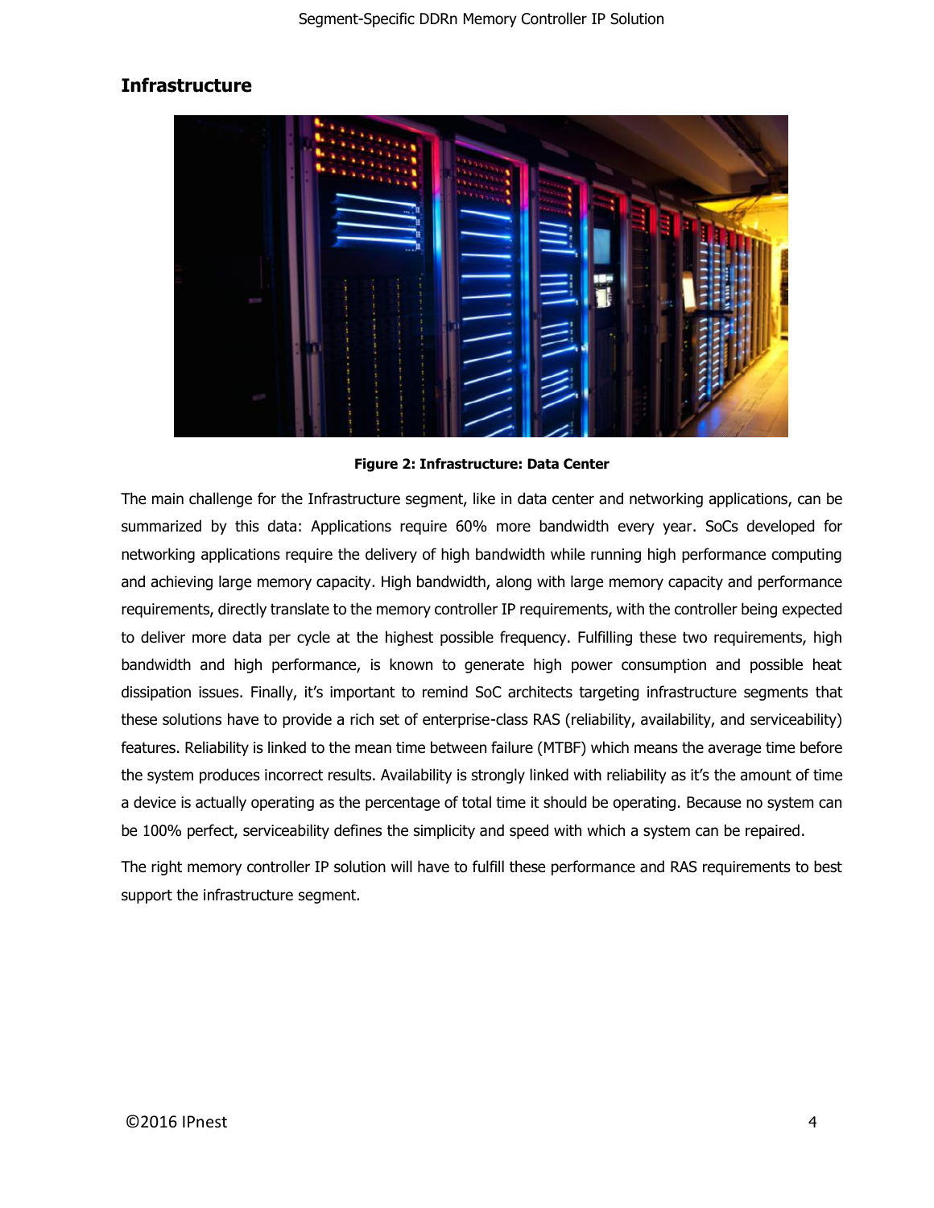## Infrastructure

**Figure 2: Infrastructure: Data Center**

The main challenge for the Infrastructure segment, like in data center and networking applications, can be summarized by this data: Applications require 60% more bandwidth every year. SoCs developed for networking applications require the delivery of high bandwidth while running high performance computing and achieving large memory capacity. High bandwidth, along with large memory capacity and performance requirements, directly translate to the memory controller IP requirements, with the controller being expected to deliver more data per cycle at the highest possible frequency. Fulfilling these two requirements, high bandwidth and high performance, is known to generate high power consumption and possible heat dissipation issues. Finally, it's important to remind SoC architects targeting infrastructure segments that these solutions have to provide a rich set of enterprise-class RAS (reliability, availability, and serviceability) features. Reliability is linked to the mean time between failure (MTBF) which means the average time before the system produces incorrect results. Availability is strongly linked with reliability as it's the amount of time a device is actually operating as the percentage of total time it should be operating. Because no system can be 100% perfect, serviceability defines the simplicity and speed with which a system can be repaired.

The right memory controller IP solution will have to fulfill these performance and RAS requirements to best support the infrastructure segment.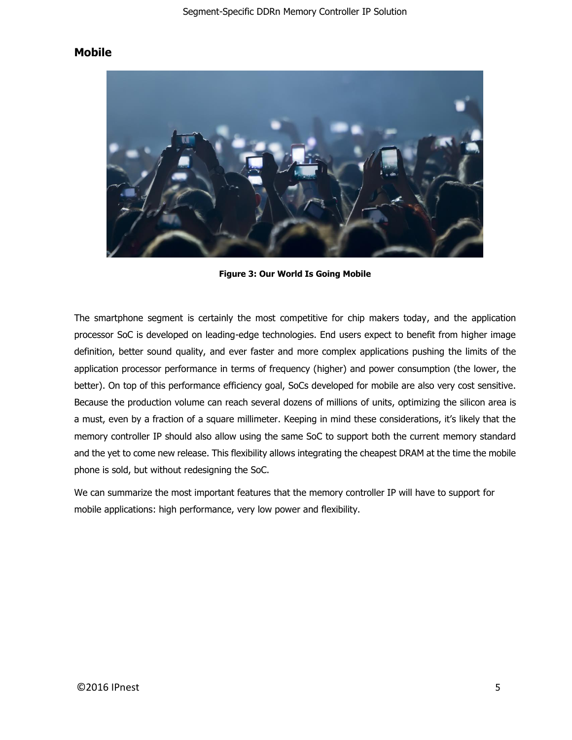## Mobile

**Figure 3: Our World Is Going Mobile**

The smartphone segment is certainly the most competitive for chip makers today, and the application processor SoC is developed on leading-edge technologies. End users expect to benefit from higher image definition, better sound quality, and ever faster and more complex applications pushing the limits of the application processor performance in terms of frequency (higher) and power consumption (the lower, the better). On top of this performance efficiency goal, SoCs developed for mobile are also very cost sensitive. Because the production volume can reach several dozens of millions of units, optimizing the silicon area is a must, even by a fraction of a square millimeter. Keeping in mind these considerations, it's likely that the memory controller IP should also allow using the same SoC to support both the current memory standard and the yet to come new release. This flexibility allows integrating the cheapest DRAM at the time the mobile phone is sold, but without redesigning the SoC.

We can summarize the most important features that the memory controller IP will have to support for mobile applications: high performance, very low power and flexibility.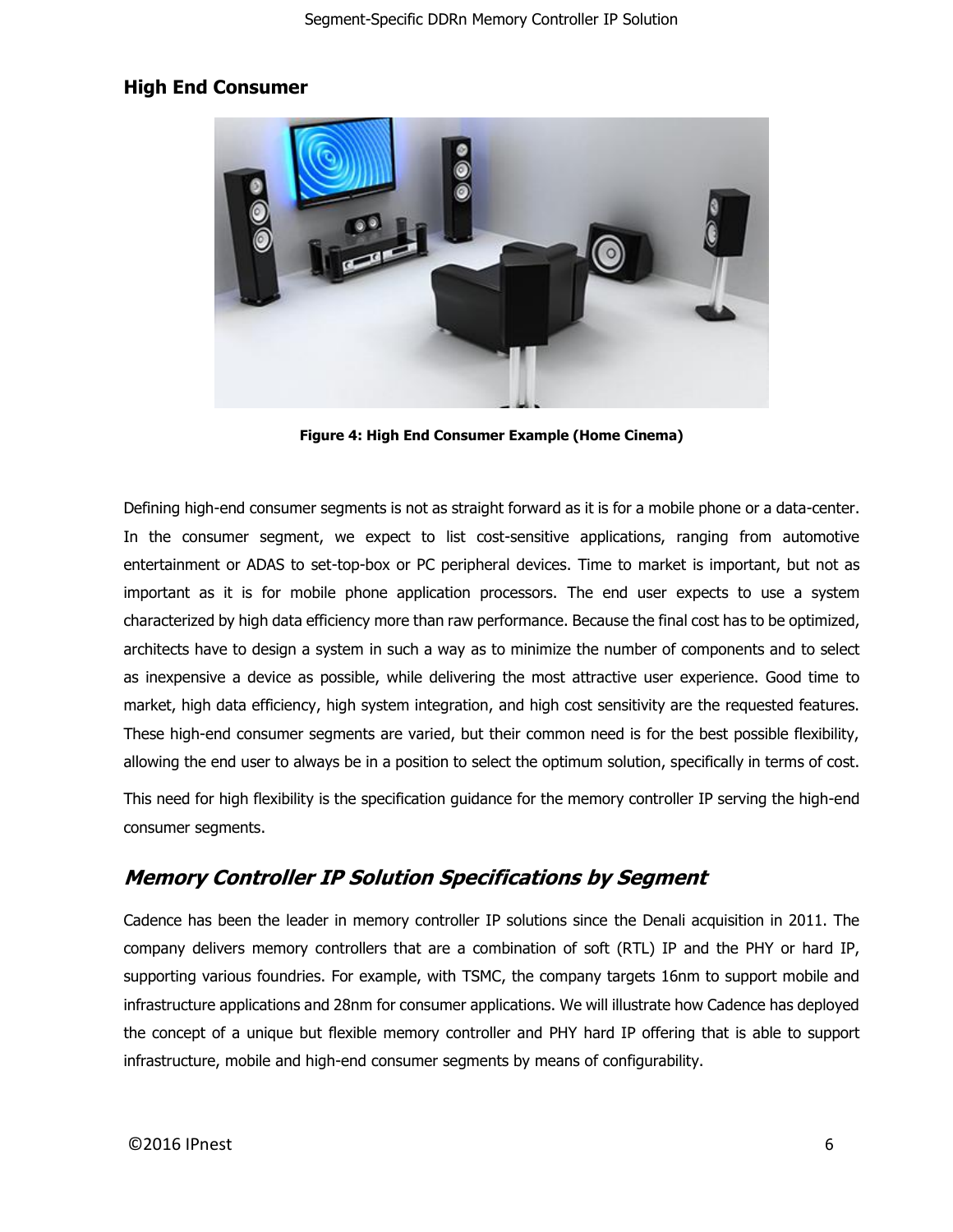## High End Consumer

**Figure 4: High End Consumer Example (Home Cinema)**

Defining high-end consumer segments is not as straight forward as it is for a mobile phone or a data-center. In the consumer segment, we expect to list cost-sensitive applications, ranging from automotive entertainment or ADAS to set-top-box or PC peripheral devices. Time to market is important, but not as important as it is for mobile phone application processors. The end user expects to use a system characterized by high data efficiency more than raw performance. Because the final cost has to be optimized, architects have to design a system in such a way as to minimize the number of components and to select as inexpensive a device as possible, while delivering the most attractive user experience. Good time to market, high data efficiency, high system integration, and high cost sensitivity are the requested features. These high-end consumer segments are varied, but their common need is for the best possible flexibility, allowing the end user to always be in a position to select the optimum solution, specifically in terms of cost.

This need for high flexibility is the specification guidance for the memory controller IP serving the high-end consumer segments.

## *Memory Controller IP Solution Specifications by Segment*

Cadence has been the leader in memory controller IP solutions since the Denali acquisition in 2011. The company delivers memory controllers that are a combination of soft (RTL) IP and the PHY or hard IP, supporting various foundries. For example, with TSMC, the company targets 16nm to support mobile and infrastructure applications and 28nm for consumer applications. We will illustrate how Cadence has deployed the concept of a unique but flexible memory controller and PHY hard IP offering that is able to support infrastructure, mobile and high-end consumer segments by means of configurability.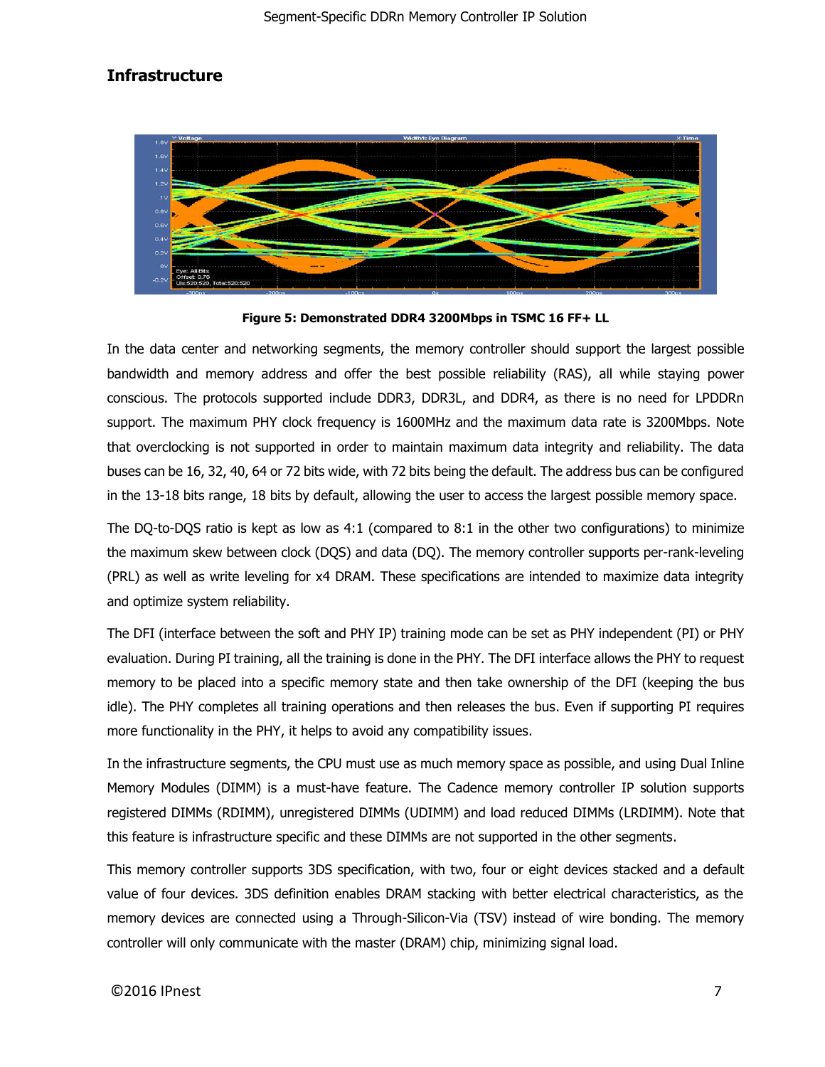## Infrastructure

**Figure 5: Demonstrated DDR4 3200Mbps in TSMC 16 FF+ LL**

In the data center and networking segments, the memory controller should support the largest possible bandwidth and memory address and offer the best possible reliability (RAS), all while staying power conscious. The protocols supported include DDR3, DDR3L, and DDR4, as there is no need for LPDDRn support. The maximum PHY clock frequency is 1600MHz and the maximum data rate is 3200Mbps. Note that overclocking is not supported in order to maintain maximum data integrity and reliability. The data buses can be 16, 32, 40, 64 or 72 bits wide, with 72 bits being the default. The address bus can be configured in the 13-18 bits range, 18 bits by default, allowing the user to access the largest possible memory space.

The DQ-to-DQS ratio is kept as low as 4:1 (compared to 8:1 in the other two configurations) to minimize the maximum skew between clock (DQS) and data (DQ). The memory controller supports per-rank-leveling (PRL) as well as write leveling for x4 DRAM. These specifications are intended to maximize data integrity and optimize system reliability.

The DFI (interface between the soft and PHY IP) training mode can be set as PHY independent (PI) or PHY evaluation. During PI training, all the training is done in the PHY. The DFI interface allows the PHY to request memory to be placed into a specific memory state and then take ownership of the DFI (keeping the bus idle). The PHY completes all training operations and then releases the bus. Even if supporting PI requires more functionality in the PHY, it helps to avoid any compatibility issues.

In the infrastructure segments, the CPU must use as much memory space as possible, and using Dual Inline Memory Modules (DIMM) is a must-have feature. The Cadence memory controller IP solution supports registered DIMMs (RDIMM), unregistered DIMMs (UDIMM) and load reduced DIMMs (LRDIMM). Note that this feature is infrastructure specific and these DIMMs are not supported in the other segments.

This memory controller supports 3DS specification, with two, four or eight devices stacked and a default value of four devices. 3DS definition enables DRAM stacking with better electrical characteristics, as the memory devices are connected using a Through-Silicon-Via (TSV) instead of wire bonding. The memory controller will only communicate with the master (DRAM) chip, minimizing signal load.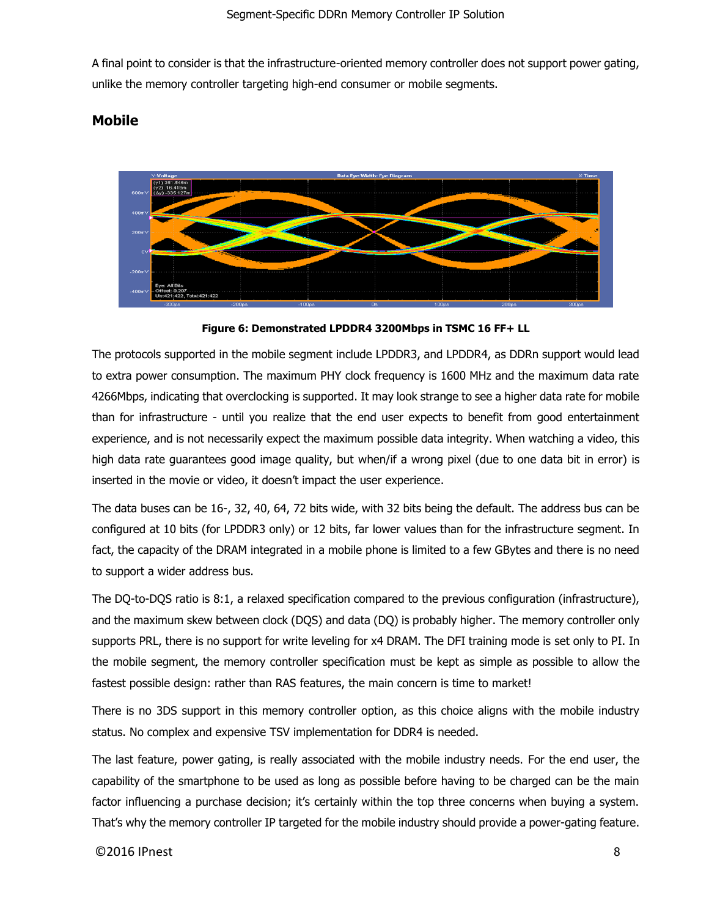A final point to consider is that the infrastructure-oriented memory controller does not support power gating, unlike the memory controller targeting high-end consumer or mobile segments.

## Mobile

**Figure 6: Demonstrated LPDDR4 3200Mbps in TSMC 16 FF+ LL**

The protocols supported in the mobile segment include LPDDR3, and LPDDR4, as DDRn support would lead to extra power consumption. The maximum PHY clock frequency is 1600 MHz and the maximum data rate 4266Mbps, indicating that overclocking is supported. It may look strange to see a higher data rate for mobile than for infrastructure - until you realize that the end user expects to benefit from good entertainment experience, and is not necessarily expect the maximum possible data integrity. When watching a video, this high data rate guarantees good image quality, but when/if a wrong pixel (due to one data bit in error) is inserted in the movie or video, it doesn't impact the user experience.

The data buses can be 16-, 32, 40, 64, 72 bits wide, with 32 bits being the default. The address bus can be configured at 10 bits (for LPDDR3 only) or 12 bits, far lower values than for the infrastructure segment. In fact, the capacity of the DRAM integrated in a mobile phone is limited to a few GBytes and there is no need to support a wider address bus.

The DQ-to-DQS ratio is 8:1, a relaxed specification compared to the previous configuration (infrastructure), and the maximum skew between clock (DQS) and data (DQ) is probably higher. The memory controller only supports PRL, there is no support for write leveling for x4 DRAM. The DFI training mode is set only to PI. In the mobile segment, the memory controller specification must be kept as simple as possible to allow the fastest possible design: rather than RAS features, the main concern is time to market!

There is no 3DS support in this memory controller option, as this choice aligns with the mobile industry status. No complex and expensive TSV implementation for DDR4 is needed.

The last feature, power gating, is really associated with the mobile industry needs. For the end user, the capability of the smartphone to be used as long as possible before having to be charged can be the main factor influencing a purchase decision; it's certainly within the top three concerns when buying a system. That's why the memory controller IP targeted for the mobile industry should provide a power-gating feature.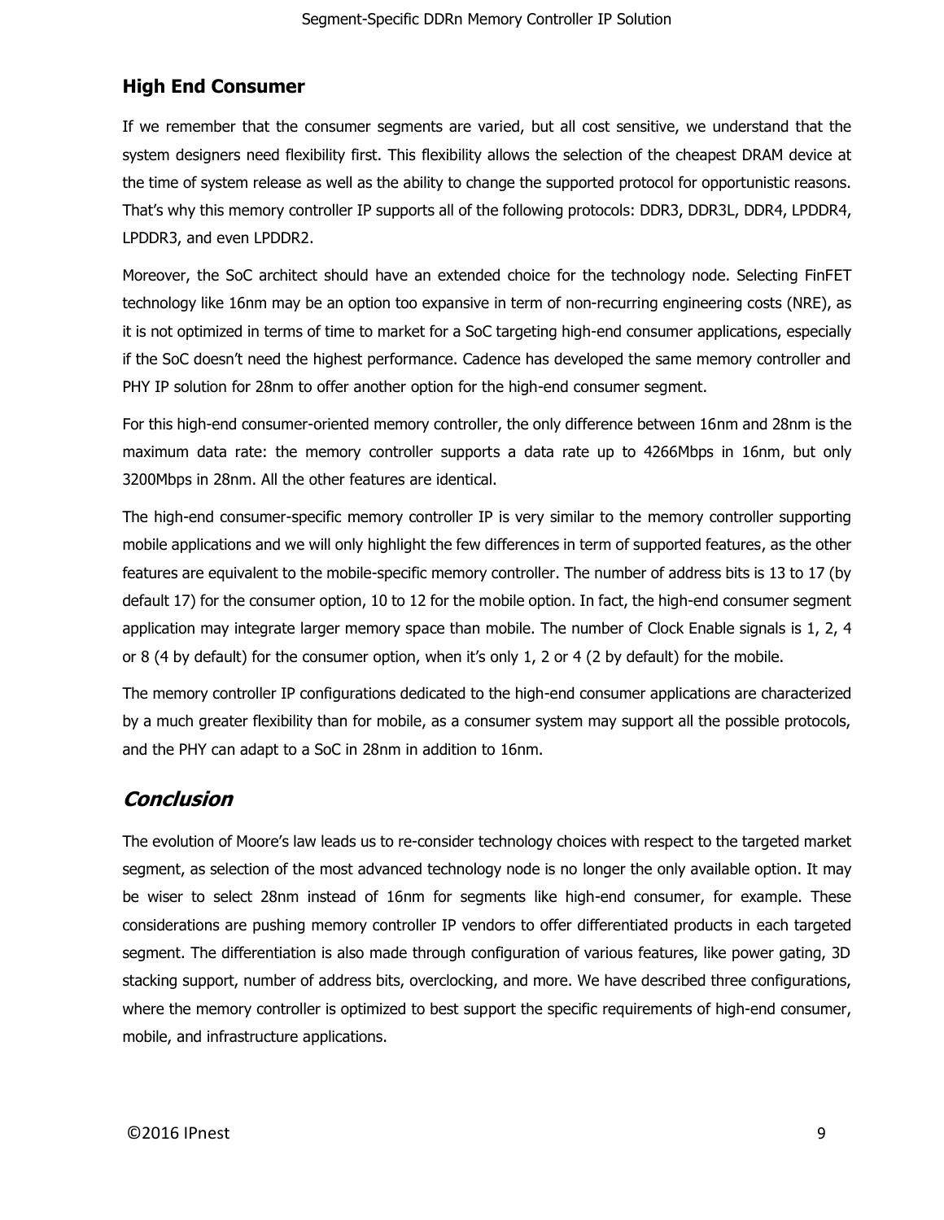## High End Consumer

If we remember that the consumer segments are varied, but all cost sensitive, we understand that the system designers need flexibility first. This flexibility allows the selection of the cheapest DRAM device at the time of system release as well as the ability to change the supported protocol for opportunistic reasons. That's why this memory controller IP supports all of the following protocols: DDR3, DDR3L, DDR4, LPDDR4, LPDDR3, and even LPDDR2.

Moreover, the SoC architect should have an extended choice for the technology node. Selecting FinFET technology like 16nm may be an option too expansive in term of non-recurring engineering costs (NRE), as it is not optimized in terms of time to market for a SoC targeting high-end consumer applications, especially if the SoC doesn't need the highest performance. Cadence has developed the same memory controller and PHY IP solution for 28nm to offer another option for the high-end consumer segment.

For this high-end consumer-oriented memory controller, the only difference between 16nm and 28nm is the maximum data rate: the memory controller supports a data rate up to 4266Mbps in 16nm, but only 3200Mbps in 28nm. All the other features are identical.

The high-end consumer-specific memory controller IP is very similar to the memory controller supporting mobile applications and we will only highlight the few differences in term of supported features, as the other features are equivalent to the mobile-specific memory controller. The number of address bits is 13 to 17 (by default 17) for the consumer option, 10 to 12 for the mobile option. In fact, the high-end consumer segment application may integrate larger memory space than mobile. The number of Clock Enable signals is 1, 2, 4 or 8 (4 by default) for the consumer option, when it's only 1, 2 or 4 (2 by default) for the mobile.

The memory controller IP configurations dedicated to the high-end consumer applications are characterized by a much greater flexibility than for mobile, as a consumer system may support all the possible protocols, and the PHY can adapt to a SoC in 28nm in addition to 16nm.

## *Conclusion*

The evolution of Moore's law leads us to re-consider technology choices with respect to the targeted market segment, as selection of the most advanced technology node is no longer the only available option. It may be wiser to select 28nm instead of 16nm for segments like high-end consumer, for example. These considerations are pushing memory controller IP vendors to offer differentiated products in each targeted segment. The differentiation is also made through configuration of various features, like power gating, 3D stacking support, number of address bits, overclocking, and more. We have described three configurations, where the memory controller is optimized to best support the specific requirements of high-end consumer, mobile, and infrastructure applications.